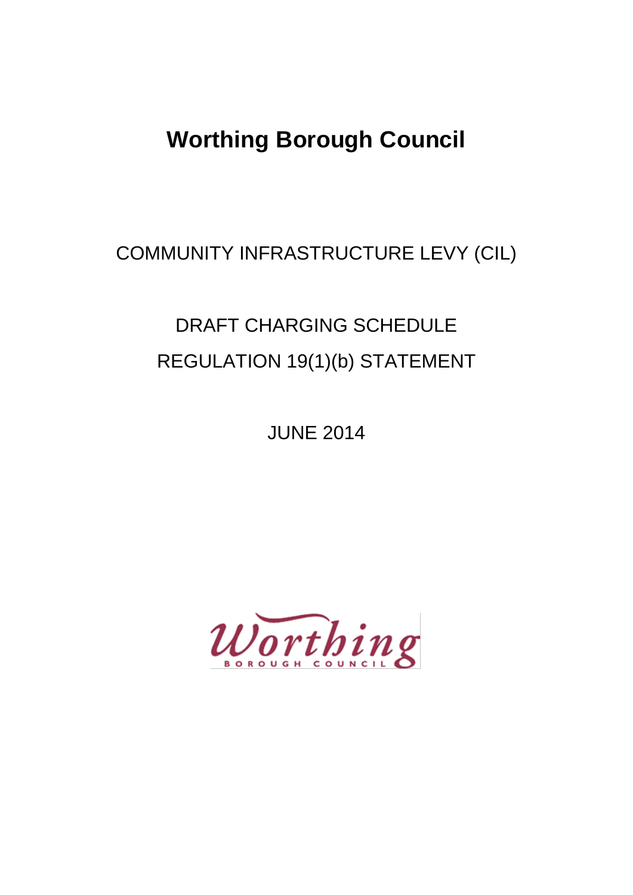# Worthing Borough Council

COMMUNITY INFRASTRUCTURE LEVY (CIL)

DRAFT CHARGING SCHEDULE

REGULATION 19(1)(b) STATEMENT

JUNE 2014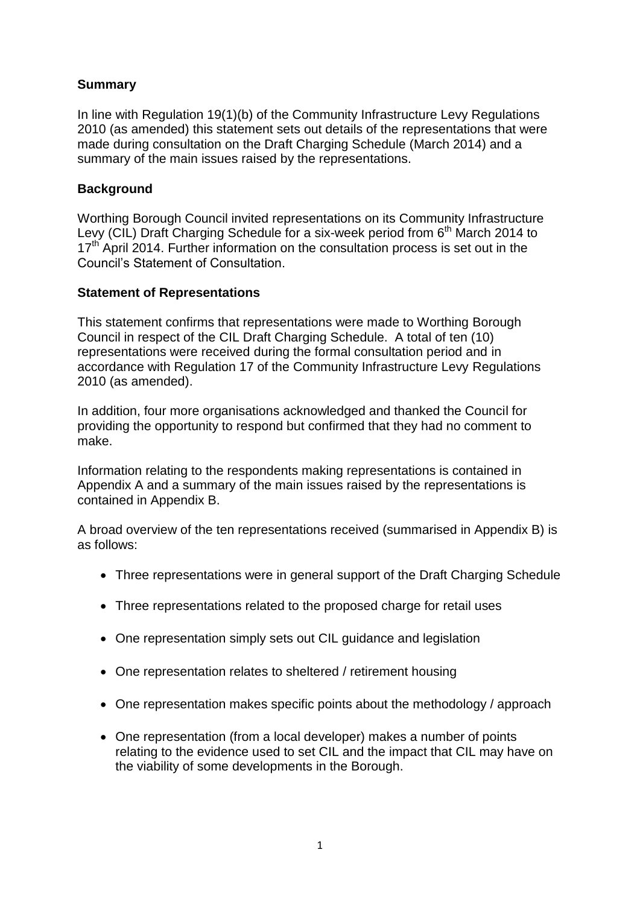## Summary

In line with Regulation 19(1)(b) of the Community Infrastructure Levy Regulations 2010 (as amended) this statement sets out details of the representations that were made during consultation on the Draft Charging Schedule (March 2014) and a summary of the main issues raised by the representations.

## Background

Worthing Borough Council invited representations on its Community Infrastructure Levy (CIL) Draft Charging Schedule for a six-week period from 6th March 2014 to 17th April 2014. Further information on the consultation process is set out in the Council's Statement of Consultation.

## Statement of Representations

This statement confirms that representations were made to Worthing Borough Council in respect of the CIL Draft Charging Schedule. A total of ten (10) representations were received during the formal consultation period and in accordance with Regulation 17 of the Community Infrastructure Levy Regulations 2010 (as amended).

In addition, four more organisations acknowledged and thanked the Council for providing the opportunity to respond but confirmed that they had no comment to make.

Information relating to the respondents making representations is contained in Appendix A and a summary of the main issues raised by the representations is contained in Appendix B.

A broad overview of the ten representations received (summarised in Appendix B) is as follows:

- Three representations were in general support of the Draft Charging Schedule
- Three representations related to the proposed charge for retail uses
- One representation simply sets out CIL guidance and legislation
- One representation relates to sheltered / retirement housing
- One representation makes specific points about the methodology / approach
- One representation (from a local developer) makes a number of points relating to the evidence used to set CIL and the impact that CIL may have on the viability of some developments in the Borough.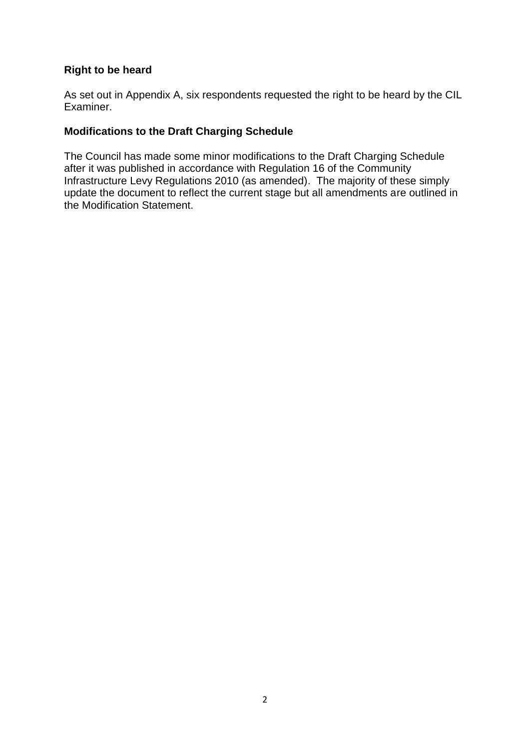### Right to be heard

As set out in Appendix A, six respondents requested the right to be heard by the CIL Examiner.

### Modifications to the Draft Charging Schedule

The Council has made some minor modifications to the Draft Charging Schedule after it was published in accordance with Regulation 16 of the Community Infrastructure Levy Regulations 2010 (as amended). The majority of these simply update the document to reflect the current stage but all amendments are outlined in the Modification Statement.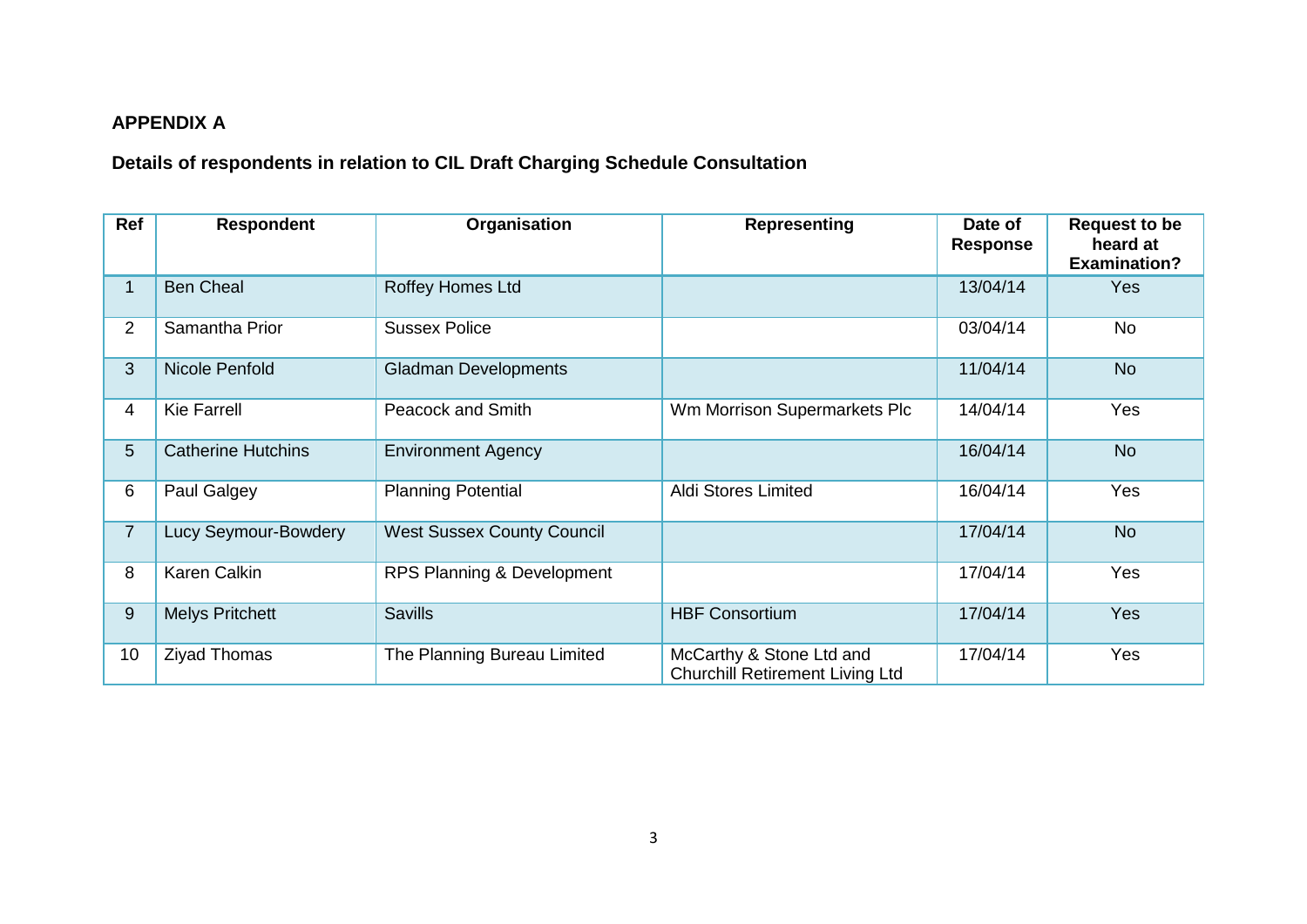## APPENDIX A

### Details of respondents in relation to CIL Draft Charging Schedule Consultation

| Ref | Respondent | Organisation | Representing | Date of Response | Request to be heard at Examination? |
|---|---|---|---|---|---|
| 1 | Ben Cheal | Roffey Homes Ltd | | 13/04/14 | Yes |
| 2 | Samantha Prior | Sussex Police | | 03/04/14 | No |
| 3 | Nicole Penfold | Gladman Developments | | 11/04/14 | No |
| 4 | Kie Farrell | Peacock and Smith | Wm Morrison Supermarkets Plc | 14/04/14 | Yes |
| 5 | Catherine Hutchins | Environment Agency | | 16/04/14 | No |
| 6 | Paul Galgey | Planning Potential | Aldi Stores Limited | 16/04/14 | Yes |
| 7 | Lucy Seymour-Bowdery | West Sussex County Council | | 17/04/14 | No |
| 8 | Karen Calkin | RPS Planning & Development | | 17/04/14 | Yes |
| 9 | Melys Pritchett | Savills | HBF Consortium | 17/04/14 | Yes |
| 10 | Ziyad Thomas | The Planning Bureau Limited | McCarthy & Stone Ltd and Churchill Retirement Living Ltd | 17/04/14 | Yes |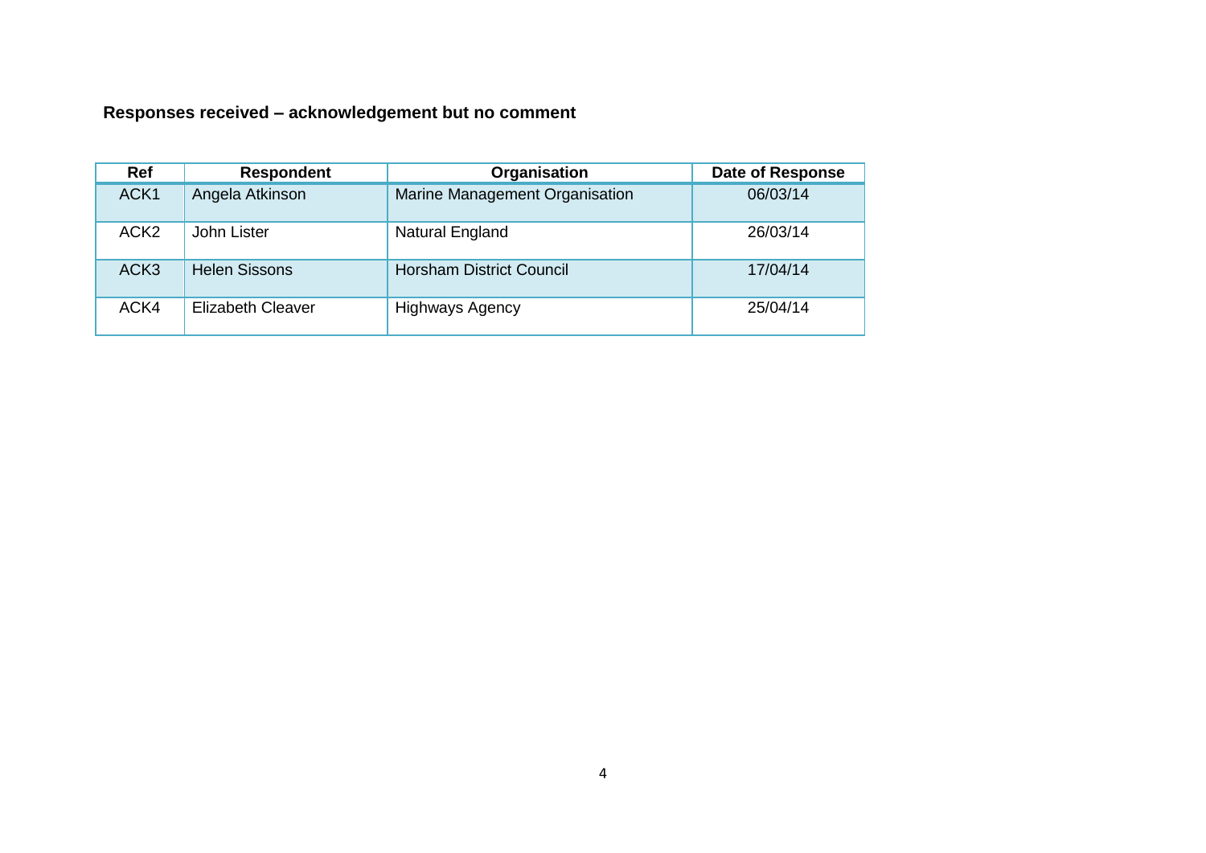**Responses received – acknowledgement but no comment**

| Ref | Respondent | Organisation | Date of Response |
| --- | --- | --- | --- |
| ACK1 | Angela Atkinson | Marine Management Organisation | 06/03/14 |
| ACK2 | John Lister | Natural England | 26/03/14 |
| ACK3 | Helen Sissons | Horsham District Council | 17/04/14 |
| ACK4 | Elizabeth Cleaver | Highways Agency | 25/04/14 |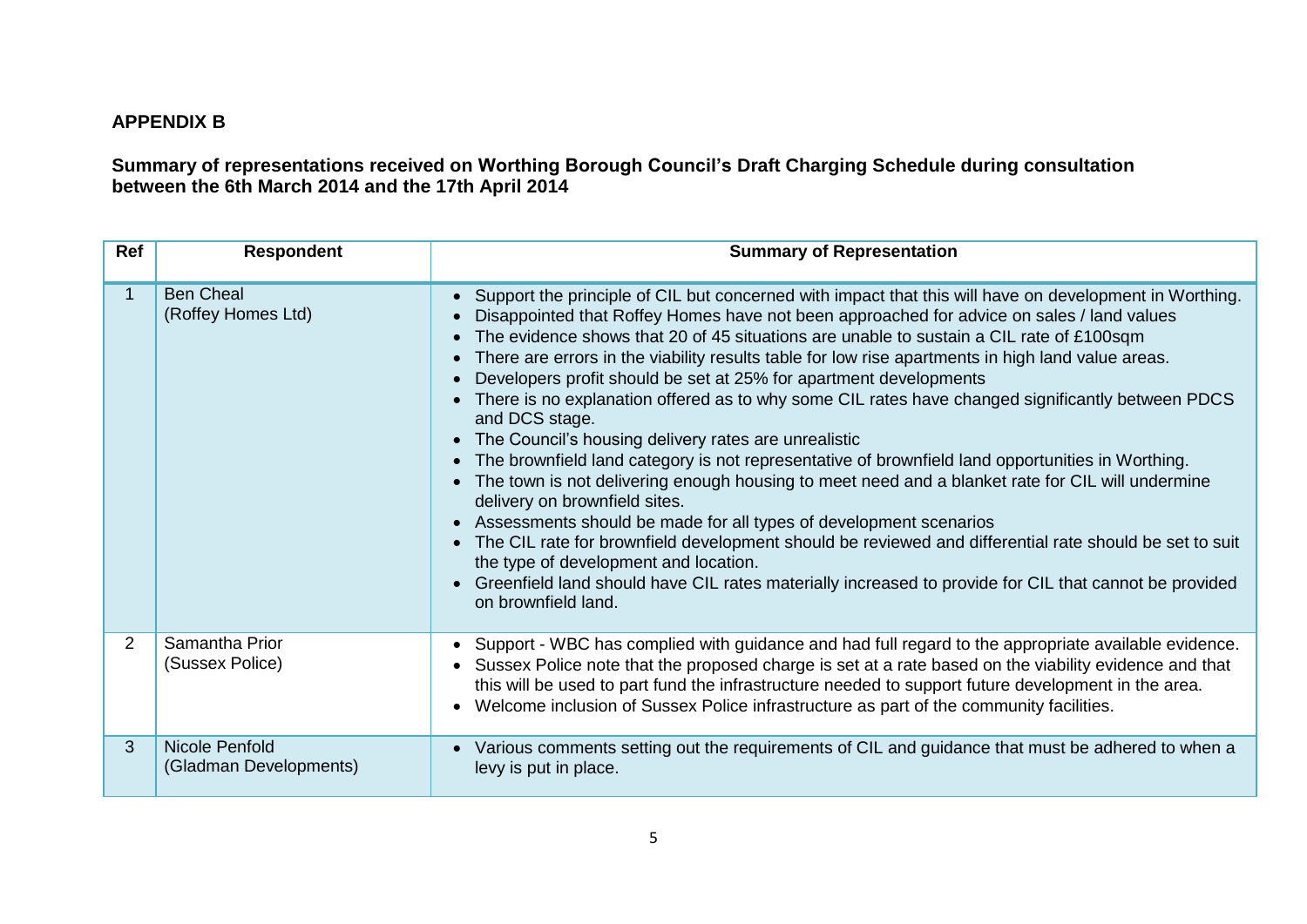**APPENDIX B**

**Summary of representations received on Worthing Borough Council's Draft Charging Schedule during consultation between the 6th March 2014 and the 17th April 2014**

| Ref | Respondent | Summary of Representation |
|---|---|---|
| 1 | Ben Cheal (Roffey Homes Ltd) | • Support the principle of CIL but concerned with impact that this will have on development in Worthing.<br>• Disappointed that Roffey Homes have not been approached for advice on sales / land values<br>• The evidence shows that 20 of 45 situations are unable to sustain a CIL rate of £100sqm<br>• There are errors in the viability results table for low rise apartments in high land value areas.<br>• Developers profit should be set at 25% for apartment developments<br>• There is no explanation offered as to why some CIL rates have changed significantly between PDCS and DCS stage.<br>• The Council's housing delivery rates are unrealistic<br>• The brownfield land category is not representative of brownfield land opportunities in Worthing.<br>• The town is not delivering enough housing to meet need and a blanket rate for CIL will undermine delivery on brownfield sites.<br>• Assessments should be made for all types of development scenarios<br>• The CIL rate for brownfield development should be reviewed and differential rate should be set to suit the type of development and location.<br>• Greenfield land should have CIL rates materially increased to provide for CIL that cannot be provided on brownfield land. |
| 2 | Samantha Prior (Sussex Police) | • Support - WBC has complied with guidance and had full regard to the appropriate available evidence.<br>• Sussex Police note that the proposed charge is set at a rate based on the viability evidence and that this will be used to part fund the infrastructure needed to support future development in the area.<br>• Welcome inclusion of Sussex Police infrastructure as part of the community facilities. |
| 3 | Nicole Penfold (Gladman Developments) | • Various comments setting out the requirements of CIL and guidance that must be adhered to when a levy is put in place. |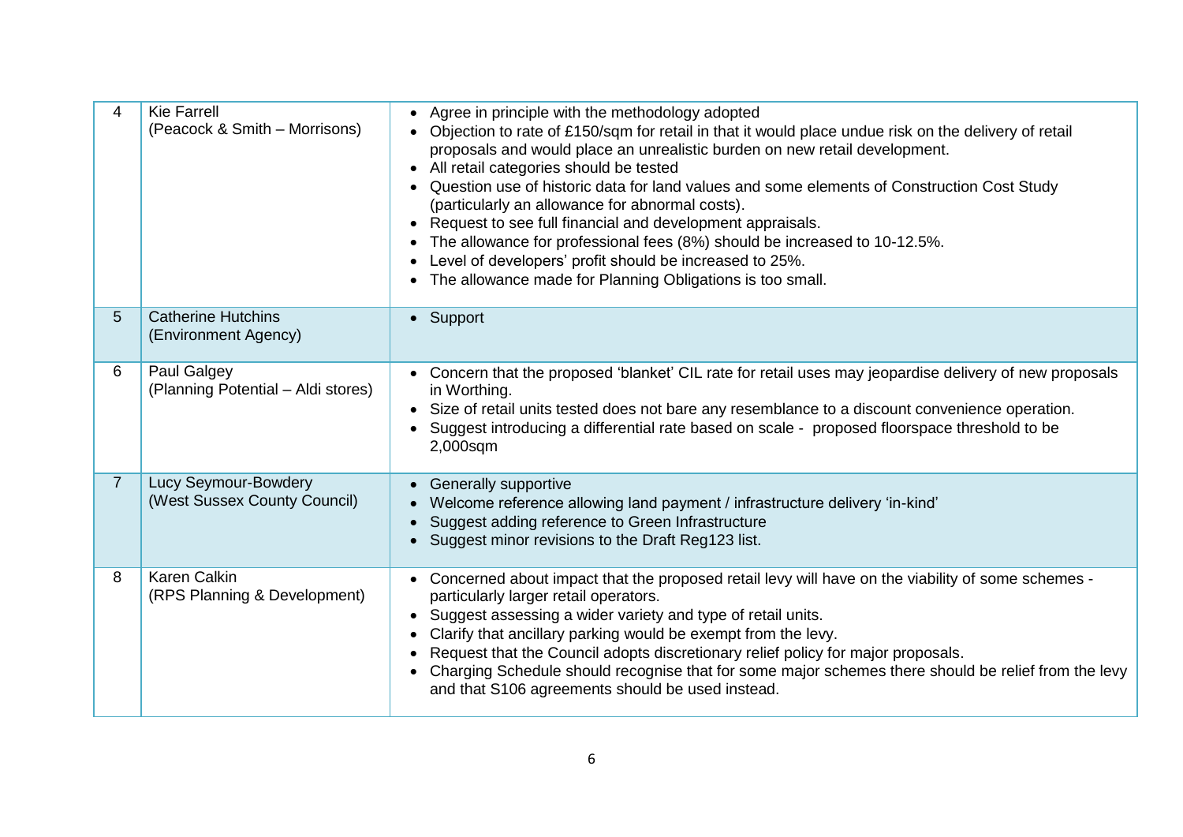| 4 | Kie Farrell<br>(Peacock & Smith – Morrisons) | • Agree in principle with the methodology adopted<br>• Objection to rate of £150/sqm for retail in that it would place undue risk on the delivery of retail proposals and would place an unrealistic burden on new retail development.<br>• All retail categories should be tested<br>• Question use of historic data for land values and some elements of Construction Cost Study (particularly an allowance for abnormal costs).<br>• Request to see full financial and development appraisals.<br>• The allowance for professional fees (8%) should be increased to 10-12.5%.<br>• Level of developers' profit should be increased to 25%.<br>• The allowance made for Planning Obligations is too small. |
|---|---|---|
| 5 | Catherine Hutchins<br>(Environment Agency) | • Support |
| 6 | Paul Galgey<br>(Planning Potential – Aldi stores) | • Concern that the proposed 'blanket' CIL rate for retail uses may jeopardise delivery of new proposals in Worthing.<br>• Size of retail units tested does not bare any resemblance to a discount convenience operation.<br>• Suggest introducing a differential rate based on scale - proposed floorspace threshold to be 2,000sqm |
| 7 | Lucy Seymour-Bowdery<br>(West Sussex County Council) | • Generally supportive<br>• Welcome reference allowing land payment / infrastructure delivery 'in-kind'<br>• Suggest adding reference to Green Infrastructure<br>• Suggest minor revisions to the Draft Reg123 list. |
| 8 | Karen Calkin<br>(RPS Planning & Development) | • Concerned about impact that the proposed retail levy will have on the viability of some schemes - particularly larger retail operators.<br>• Suggest assessing a wider variety and type of retail units.<br>• Clarify that ancillary parking would be exempt from the levy.<br>• Request that the Council adopts discretionary relief policy for major proposals.<br>• Charging Schedule should recognise that for some major schemes there should be relief from the levy and that S106 agreements should be used instead. |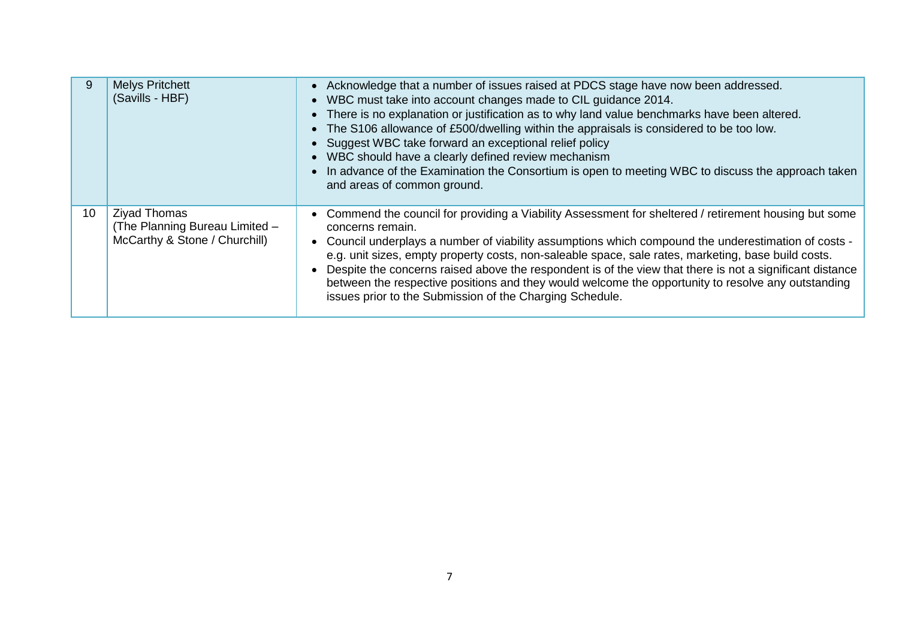| | | |
|---|---|---|
| 9 | Melys Pritchett<br>(Savills - HBF) | • Acknowledge that a number of issues raised at PDCS stage have now been addressed.<br>• WBC must take into account changes made to CIL guidance 2014.<br>• There is no explanation or justification as to why land value benchmarks have been altered.<br>• The S106 allowance of £500/dwelling within the appraisals is considered to be too low.<br>• Suggest WBC take forward an exceptional relief policy<br>• WBC should have a clearly defined review mechanism<br>• In advance of the Examination the Consortium is open to meeting WBC to discuss the approach taken and areas of common ground. |
| 10 | Ziyad Thomas<br>(The Planning Bureau Limited – McCarthy & Stone / Churchill) | • Commend the council for providing a Viability Assessment for sheltered / retirement housing but some concerns remain.<br>• Council underplays a number of viability assumptions which compound the underestimation of costs - e.g. unit sizes, empty property costs, non-saleable space, sale rates, marketing, base build costs.<br>• Despite the concerns raised above the respondent is of the view that there is not a significant distance between the respective positions and they would welcome the opportunity to resolve any outstanding issues prior to the Submission of the Charging Schedule. |